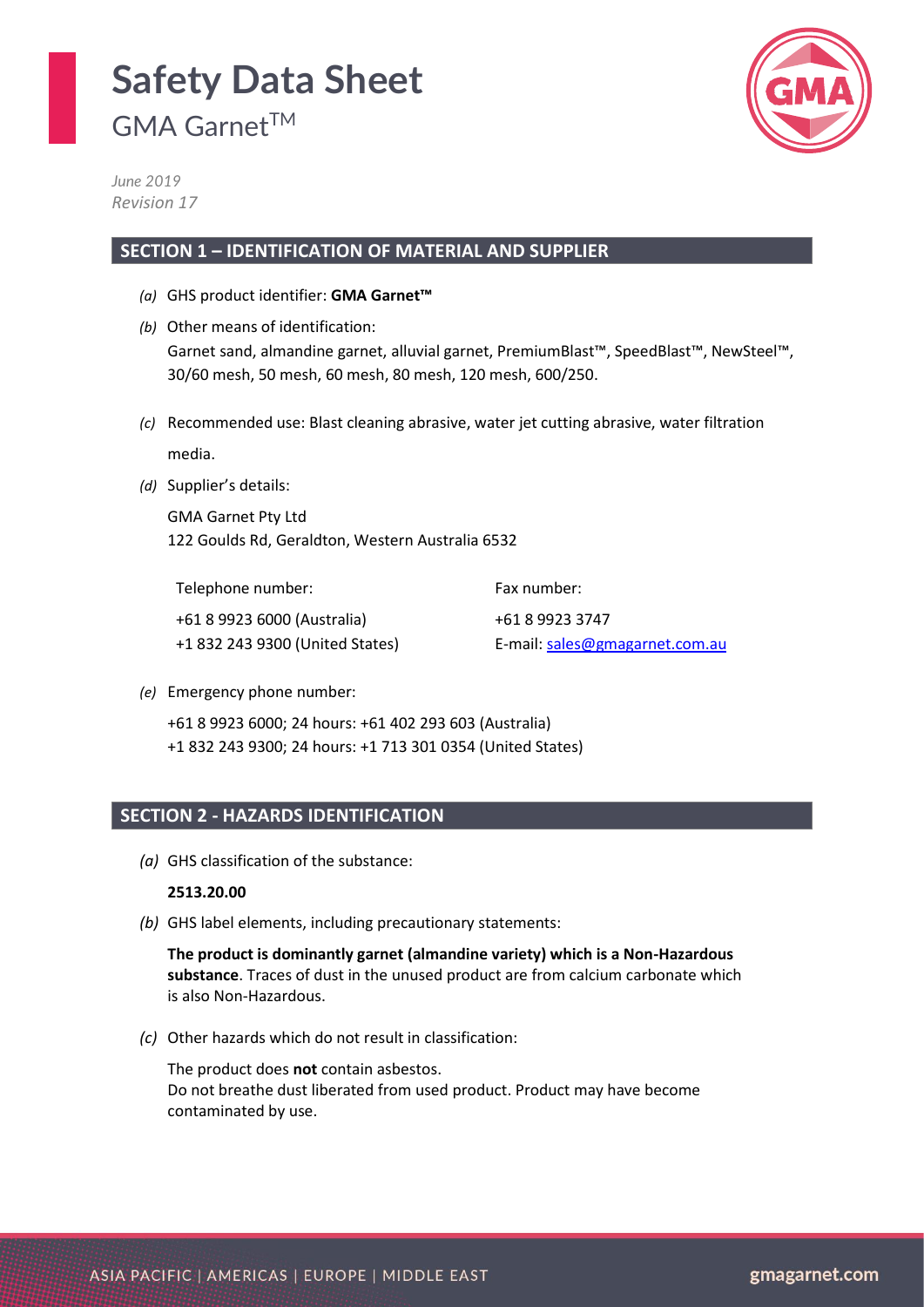# Safety Data Sheet

GMA Garnet™

*June 2019*
*Revision 17*

## SECTION 1 – IDENTIFICATION OF MATERIAL AND SUPPLIER

*(a)* GHS product identifier: **GMA Garnet™**

*(b)* Other means of identification:
Garnet sand, almandine garnet, alluvial garnet, PremiumBlast™, SpeedBlast™, NewSteel™, 30/60 mesh, 50 mesh, 60 mesh, 80 mesh, 120 mesh, 600/250.

*(c)* Recommended use: Blast cleaning abrasive, water jet cutting abrasive, water filtration media.

*(d)* Supplier's details:

GMA Garnet Pty Ltd
122 Goulds Rd, Geraldton, Western Australia 6532

| Telephone number: | Fax number: |
|---|---|
| +61 8 9923 6000 (Australia) | +61 8 9923 3747 |
| +1 832 243 9300 (United States) | E-mail: sales@gmagarnet.com.au |

*(e)* Emergency phone number:

+61 8 9923 6000; 24 hours: +61 402 293 603 (Australia)
+1 832 243 9300; 24 hours: +1 713 301 0354 (United States)

## SECTION 2 - HAZARDS IDENTIFICATION

*(a)* GHS classification of the substance:

**2513.20.00**

*(b)* GHS label elements, including precautionary statements:

**The product is dominantly garnet (almandine variety) which is a Non-Hazardous substance**. Traces of dust in the unused product are from calcium carbonate which is also Non-Hazardous.

*(c)* Other hazards which do not result in classification:

The product does **not** contain asbestos.
Do not breathe dust liberated from used product. Product may have become contaminated by use.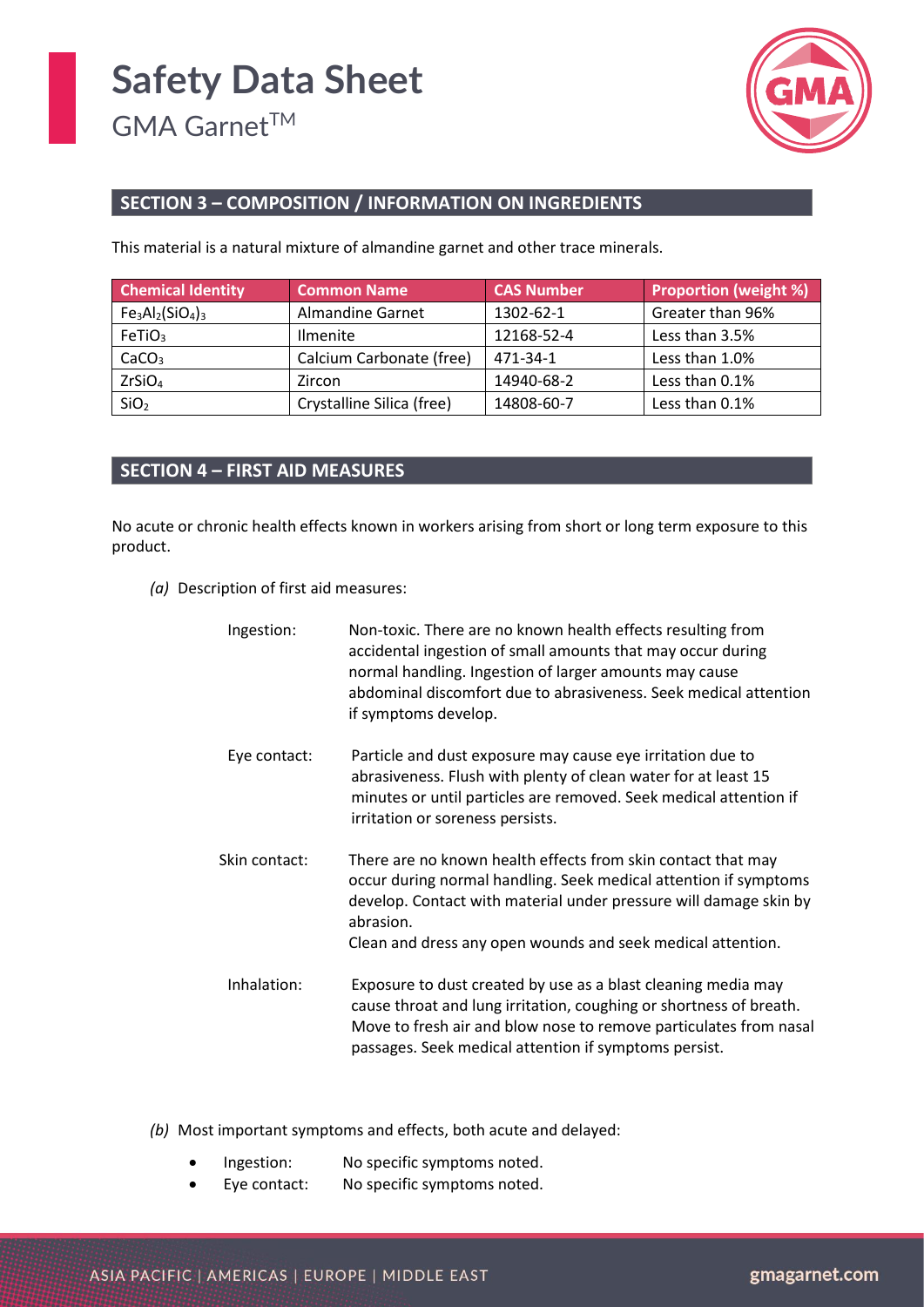## SECTION 3 – COMPOSITION / INFORMATION ON INGREDIENTS

This material is a natural mixture of almandine garnet and other trace minerals.

| Chemical Identity | Common Name | CAS Number | Proportion (weight %) |
|---|---|---|---|
| $Fe_3Al_2(SiO_4)_3$ | Almandine Garnet | 1302-62-1 | Greater than 96% |
| $FeTiO_3$ | Ilmenite | 12168-52-4 | Less than 3.5% |
| $CaCO_3$ | Calcium Carbonate (free) | 471-34-1 | Less than 1.0% |
| $ZrSiO_4$ | Zircon | 14940-68-2 | Less than 0.1% |
| $SiO_2$ | Crystalline Silica (free) | 14808-60-7 | Less than 0.1% |

## SECTION 4 – FIRST AID MEASURES

No acute or chronic health effects known in workers arising from short or long term exposure to this product.

*(a)* Description of first aid measures:

Ingestion: Non-toxic. There are no known health effects resulting from accidental ingestion of small amounts that may occur during normal handling. Ingestion of larger amounts may cause abdominal discomfort due to abrasiveness. Seek medical attention if symptoms develop.

Eye contact: Particle and dust exposure may cause eye irritation due to abrasiveness. Flush with plenty of clean water for at least 15 minutes or until particles are removed. Seek medical attention if irritation or soreness persists.

Skin contact: There are no known health effects from skin contact that may occur during normal handling. Seek medical attention if symptoms develop. Contact with material under pressure will damage skin by abrasion.
Clean and dress any open wounds and seek medical attention.

Inhalation: Exposure to dust created by use as a blast cleaning media may cause throat and lung irritation, coughing or shortness of breath. Move to fresh air and blow nose to remove particulates from nasal passages. Seek medical attention if symptoms persist.

*(b)* Most important symptoms and effects, both acute and delayed:

- Ingestion: No specific symptoms noted.
- Eye contact: No specific symptoms noted.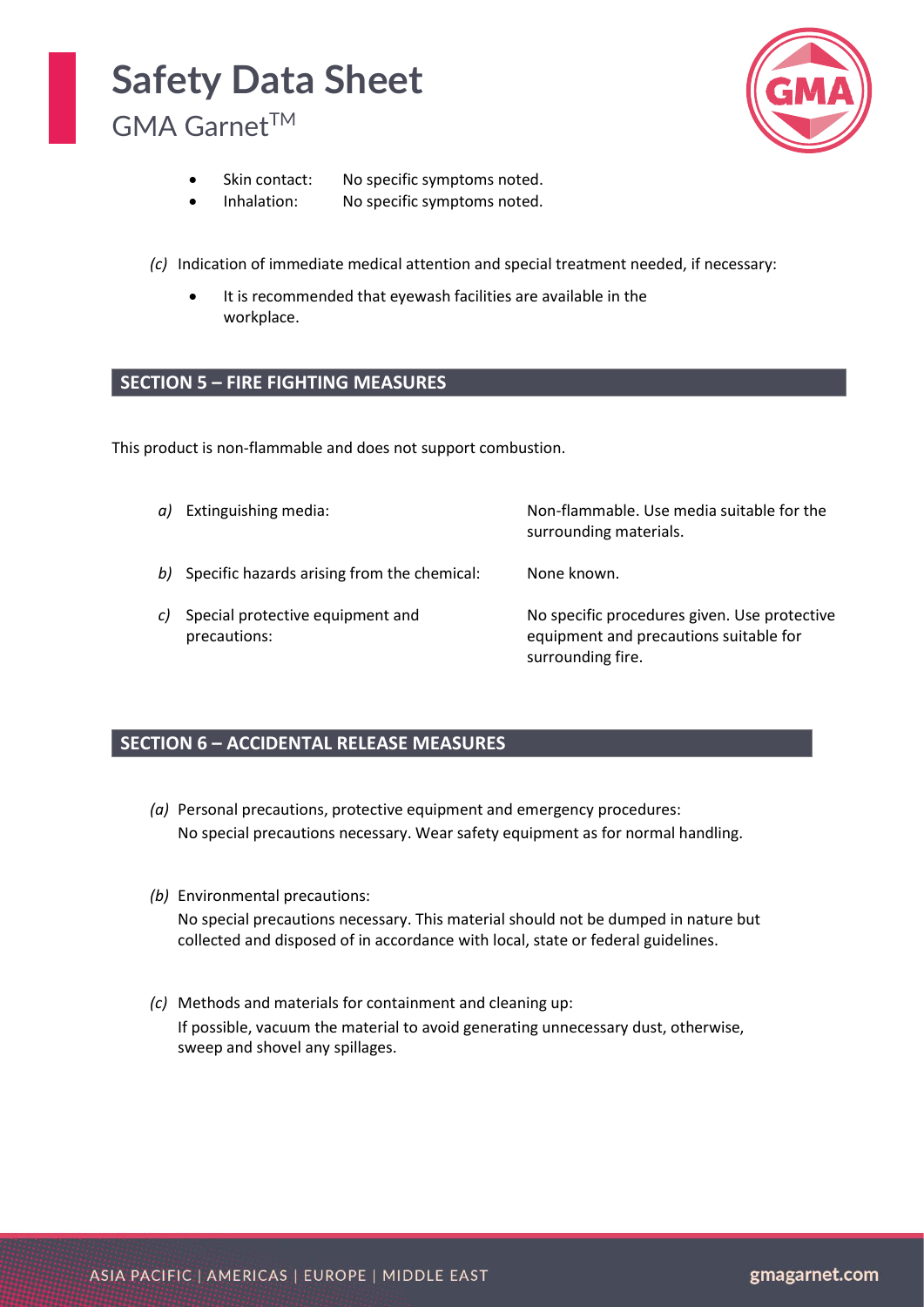- Skin contact: No specific symptoms noted.
- Inhalation: No specific symptoms noted.

*(c)* Indication of immediate medical attention and special treatment needed, if necessary:

- It is recommended that eyewash facilities are available in the workplace.

## SECTION 5 – FIRE FIGHTING MEASURES

This product is non-flammable and does not support combustion.

*a)* Extinguishing media: Non-flammable. Use media suitable for the surrounding materials.

*b)* Specific hazards arising from the chemical: None known.

*c)* Special protective equipment and precautions: No specific procedures given. Use protective equipment and precautions suitable for surrounding fire.

## SECTION 6 – ACCIDENTAL RELEASE MEASURES

*(a)* Personal precautions, protective equipment and emergency procedures:
No special precautions necessary. Wear safety equipment as for normal handling.

*(b)* Environmental precautions:
No special precautions necessary. This material should not be dumped in nature but collected and disposed of in accordance with local, state or federal guidelines.

*(c)* Methods and materials for containment and cleaning up:
If possible, vacuum the material to avoid generating unnecessary dust, otherwise, sweep and shovel any spillages.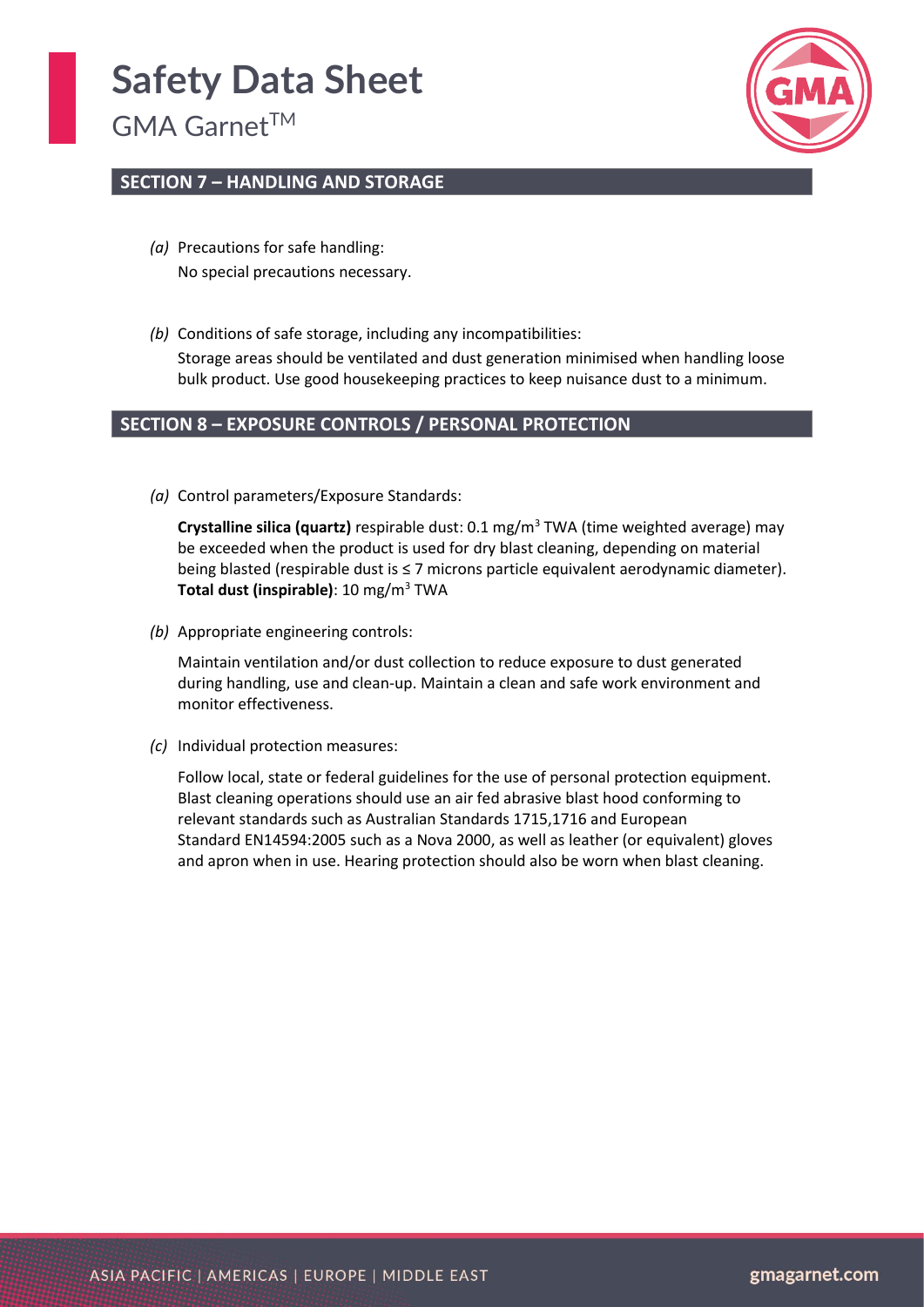## SECTION 7 – HANDLING AND STORAGE

*(a)* Precautions for safe handling:
No special precautions necessary.

*(b)* Conditions of safe storage, including any incompatibilities:
Storage areas should be ventilated and dust generation minimised when handling loose bulk product. Use good housekeeping practices to keep nuisance dust to a minimum.

## SECTION 8 – EXPOSURE CONTROLS / PERSONAL PROTECTION

*(a)* Control parameters/Exposure Standards:

**Crystalline silica (quartz)** respirable dust: 0.1 mg/m$^3$ TWA (time weighted average) may be exceeded when the product is used for dry blast cleaning, depending on material being blasted (respirable dust is ≤ 7 microns particle equivalent aerodynamic diameter).
**Total dust (inspirable)**: 10 mg/m$^3$ TWA

*(b)* Appropriate engineering controls:

Maintain ventilation and/or dust collection to reduce exposure to dust generated during handling, use and clean-up. Maintain a clean and safe work environment and monitor effectiveness.

*(c)* Individual protection measures:

Follow local, state or federal guidelines for the use of personal protection equipment. Blast cleaning operations should use an air fed abrasive blast hood conforming to relevant standards such as Australian Standards 1715,1716 and European Standard EN14594:2005 such as a Nova 2000, as well as leather (or equivalent) gloves and apron when in use. Hearing protection should also be worn when blast cleaning.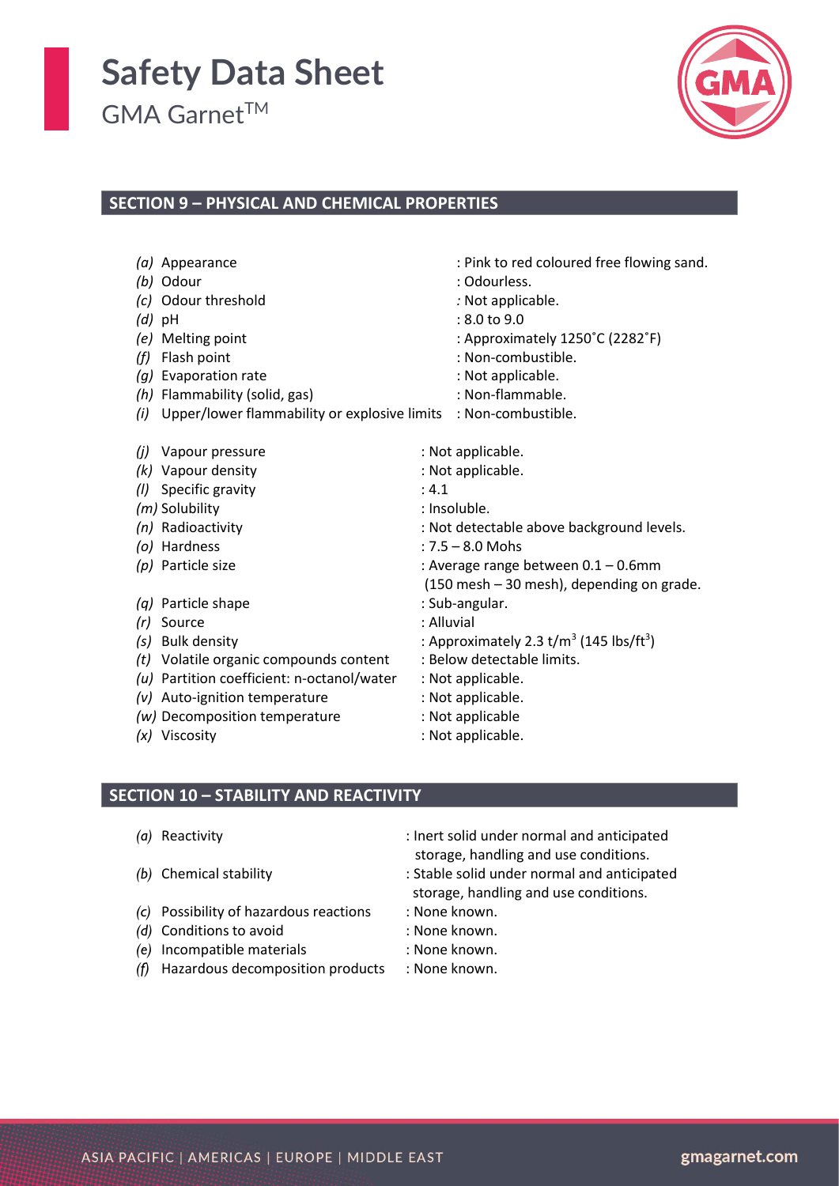## SECTION 9 – PHYSICAL AND CHEMICAL PROPERTIES

*(a)* Appearance : Pink to red coloured free flowing sand.
*(b)* Odour : Odourless.
*(c)* Odour threshold : Not applicable.
*(d)* pH : 8.0 to 9.0
*(e)* Melting point : Approximately 1250˚C (2282˚F)
*(f)* Flash point : Non-combustible.
*(g)* Evaporation rate : Not applicable.
*(h)* Flammability (solid, gas) : Non-flammable.
*(i)* Upper/lower flammability or explosive limits : Non-combustible.

*(j)* Vapour pressure : Not applicable.
*(k)* Vapour density : Not applicable.
*(l)* Specific gravity : 4.1
*(m)* Solubility : Insoluble.
*(n)* Radioactivity : Not detectable above background levels.
*(o)* Hardness : 7.5 – 8.0 Mohs
*(p)* Particle size : Average range between 0.1 – 0.6mm (150 mesh – 30 mesh), depending on grade.
*(q)* Particle shape : Sub-angular.
*(r)* Source : Alluvial
*(s)* Bulk density : Approximately 2.3 $t/m^3$ (145 $lbs/ft^3$)
*(t)* Volatile organic compounds content : Below detectable limits.
*(u)* Partition coefficient: n-octanol/water : Not applicable.
*(v)* Auto-ignition temperature : Not applicable.
*(w)* Decomposition temperature : Not applicable
*(x)* Viscosity : Not applicable.

## SECTION 10 – STABILITY AND REACTIVITY

*(a)* Reactivity : Inert solid under normal and anticipated storage, handling and use conditions.
*(b)* Chemical stability : Stable solid under normal and anticipated storage, handling and use conditions.
*(c)* Possibility of hazardous reactions : None known.
*(d)* Conditions to avoid : None known.
*(e)* Incompatible materials : None known.
*(f)* Hazardous decomposition products : None known.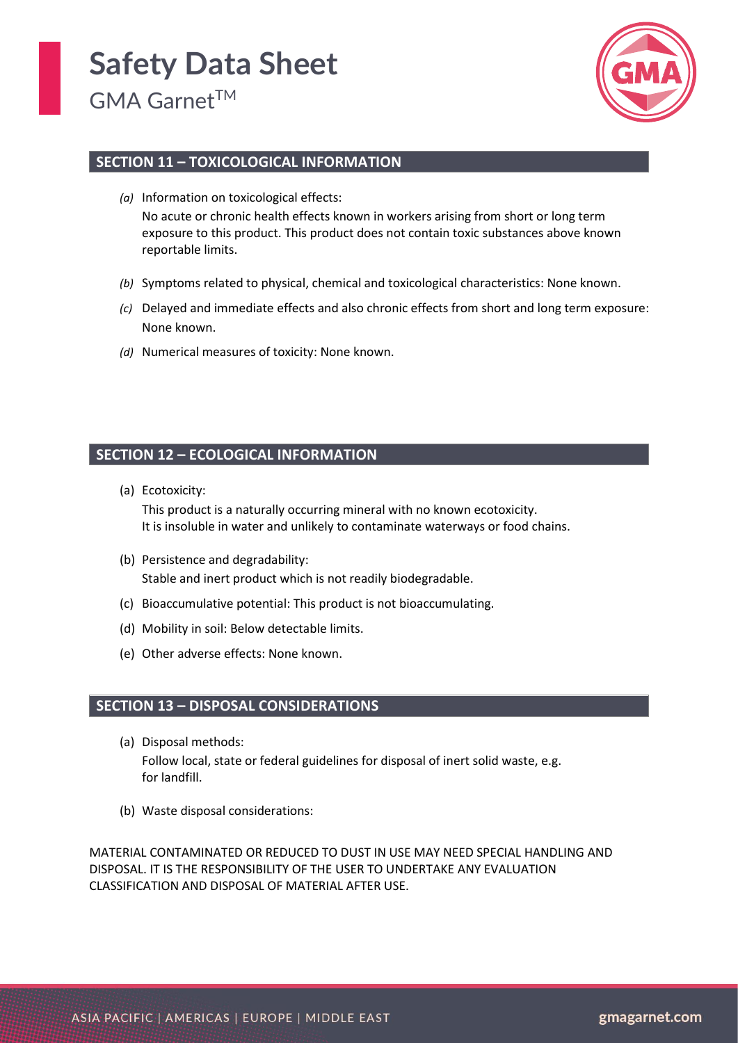## SECTION 11 – TOXICOLOGICAL INFORMATION

*(a)* Information on toxicological effects:
No acute or chronic health effects known in workers arising from short or long term exposure to this product. This product does not contain toxic substances above known reportable limits.

*(b)* Symptoms related to physical, chemical and toxicological characteristics: None known.

*(c)* Delayed and immediate effects and also chronic effects from short and long term exposure: None known.

*(d)* Numerical measures of toxicity: None known.

## SECTION 12 – ECOLOGICAL INFORMATION

(a) Ecotoxicity:
This product is a naturally occurring mineral with no known ecotoxicity.
It is insoluble in water and unlikely to contaminate waterways or food chains.

(b) Persistence and degradability:
Stable and inert product which is not readily biodegradable.

(c) Bioaccumulative potential: This product is not bioaccumulating.

(d) Mobility in soil: Below detectable limits.

(e) Other adverse effects: None known.

## SECTION 13 – DISPOSAL CONSIDERATIONS

(a) Disposal methods:
Follow local, state or federal guidelines for disposal of inert solid waste, e.g. for landfill.

(b) Waste disposal considerations:

MATERIAL CONTAMINATED OR REDUCED TO DUST IN USE MAY NEED SPECIAL HANDLING AND DISPOSAL. IT IS THE RESPONSIBILITY OF THE USER TO UNDERTAKE ANY EVALUATION CLASSIFICATION AND DISPOSAL OF MATERIAL AFTER USE.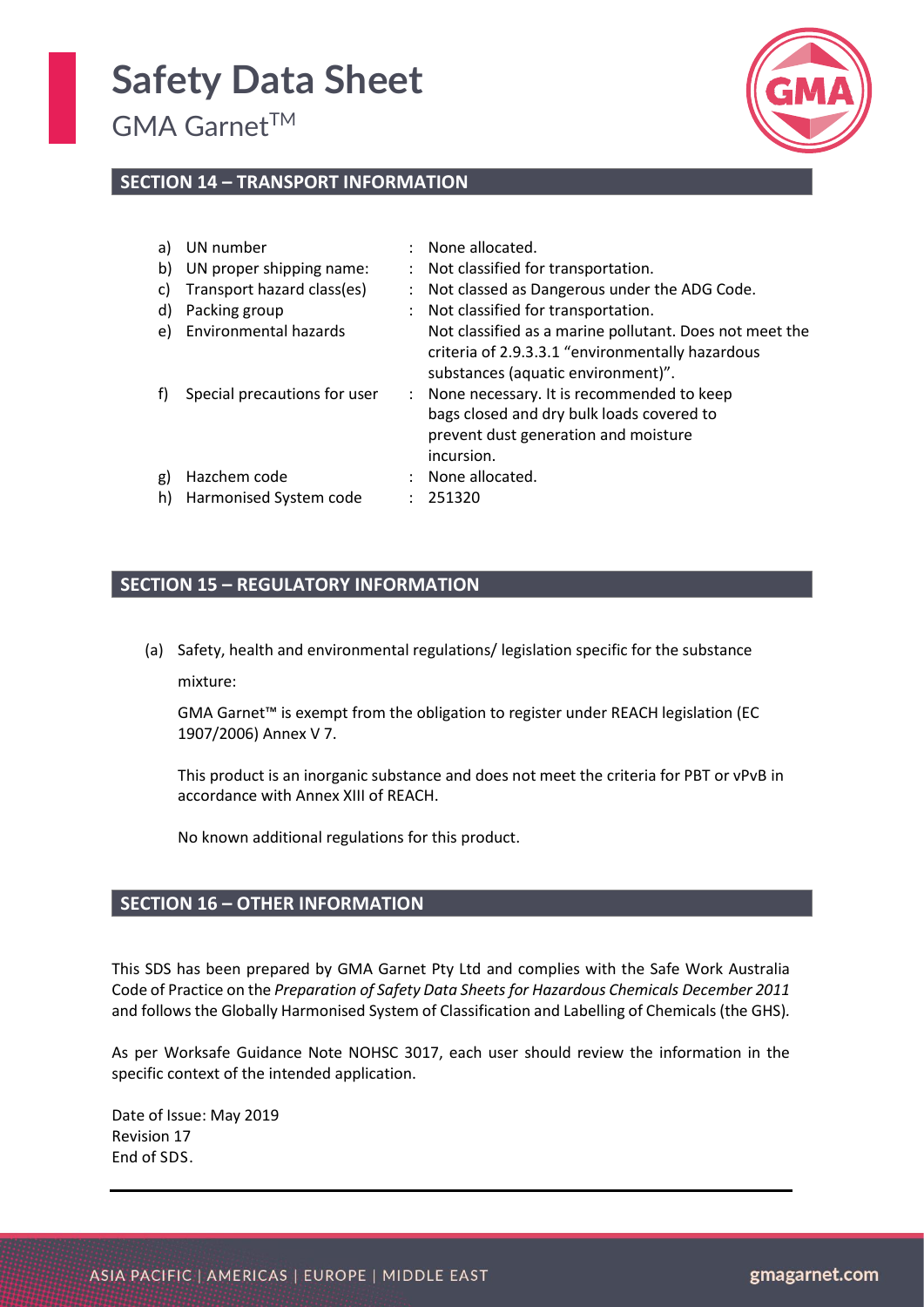## SECTION 14 – TRANSPORT INFORMATION

| | | |
|---|---|---|
| a) UN number | : | None allocated. |
| b) UN proper shipping name: | : | Not classified for transportation. |
| c) Transport hazard class(es) | : | Not classed as Dangerous under the ADG Code. |
| d) Packing group | : | Not classified for transportation. |
| e) Environmental hazards | | Not classified as a marine pollutant. Does not meet the criteria of 2.9.3.3.1 "environmentally hazardous substances (aquatic environment)". |
| f) Special precautions for user | : | None necessary. It is recommended to keep bags closed and dry bulk loads covered to prevent dust generation and moisture incursion. |
| g) Hazchem code | : | None allocated. |
| h) Harmonised System code | : | 251320 |

## SECTION 15 – REGULATORY INFORMATION

(a) Safety, health and environmental regulations/ legislation specific for the substance mixture:

GMA Garnet™ is exempt from the obligation to register under REACH legislation (EC 1907/2006) Annex V 7.

This product is an inorganic substance and does not meet the criteria for PBT or vPvB in accordance with Annex XIII of REACH.

No known additional regulations for this product.

## SECTION 16 – OTHER INFORMATION

This SDS has been prepared by GMA Garnet Pty Ltd and complies with the Safe Work Australia Code of Practice on the *Preparation of Safety Data Sheets for Hazardous Chemicals December 2011* and follows the Globally Harmonised System of Classification and Labelling of Chemicals (the GHS).

As per Worksafe Guidance Note NOHSC 3017, each user should review the information in the specific context of the intended application.

Date of Issue: May 2019
Revision 17
End of SDS.